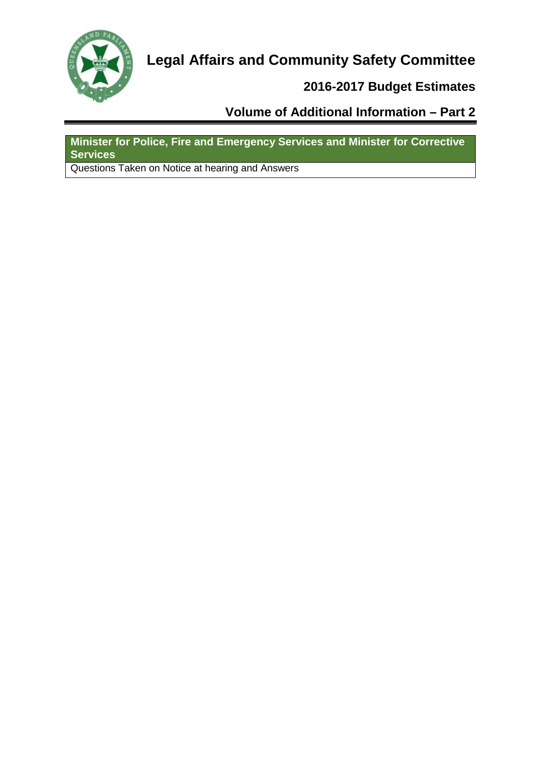# Legal Affairs and Community Safety Committee

## 2016-2017 Budget Estimates

## Volume of Additional Information – Part 2

| **Minister for Police, Fire and Emergency Services and Minister for Corrective Services** |
| --- |
| Questions Taken on Notice at hearing and Answers |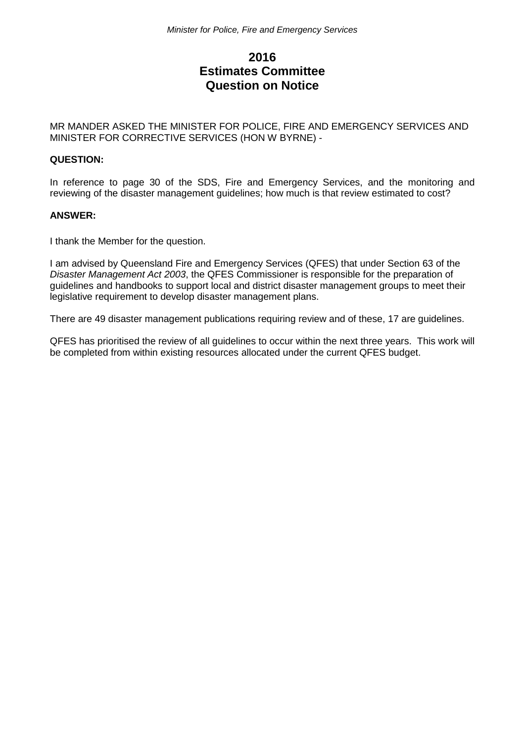# 2016
# Estimates Committee
# Question on Notice

MR MANDER ASKED THE MINISTER FOR POLICE, FIRE AND EMERGENCY SERVICES AND MINISTER FOR CORRECTIVE SERVICES (HON W BYRNE) -

**QUESTION:**

In reference to page 30 of the SDS, Fire and Emergency Services, and the monitoring and reviewing of the disaster management guidelines; how much is that review estimated to cost?

**ANSWER:**

I thank the Member for the question.

I am advised by Queensland Fire and Emergency Services (QFES) that under Section 63 of the *Disaster Management Act 2003*, the QFES Commissioner is responsible for the preparation of guidelines and handbooks to support local and district disaster management groups to meet their legislative requirement to develop disaster management plans.

There are 49 disaster management publications requiring review and of these, 17 are guidelines.

QFES has prioritised the review of all guidelines to occur within the next three years. This work will be completed from within existing resources allocated under the current QFES budget.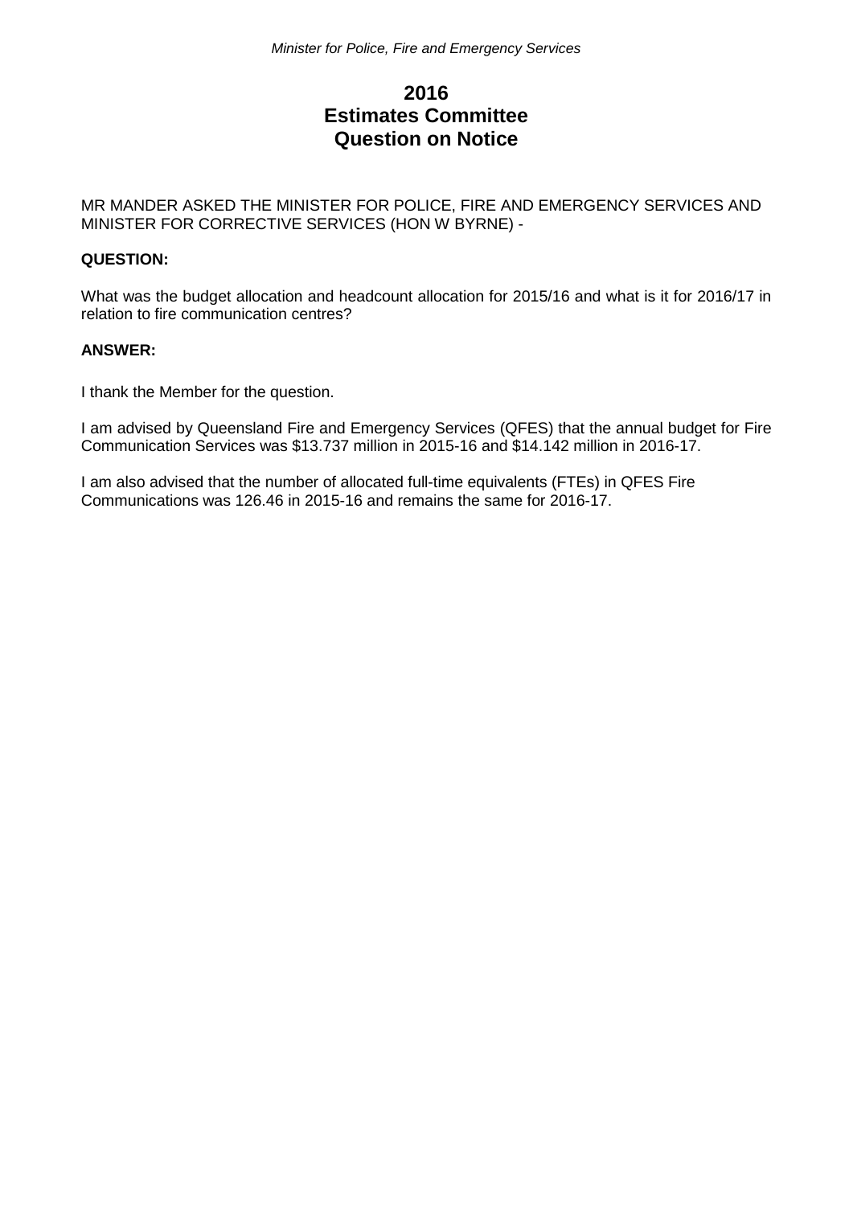# 2016
# Estimates Committee
# Question on Notice

MR MANDER ASKED THE MINISTER FOR POLICE, FIRE AND EMERGENCY SERVICES AND MINISTER FOR CORRECTIVE SERVICES (HON W BYRNE) -

**QUESTION:**

What was the budget allocation and headcount allocation for 2015/16 and what is it for 2016/17 in relation to fire communication centres?

**ANSWER:**

I thank the Member for the question.

I am advised by Queensland Fire and Emergency Services (QFES) that the annual budget for Fire Communication Services was $13.737 million in 2015-16 and $14.142 million in 2016-17.

I am also advised that the number of allocated full-time equivalents (FTEs) in QFES Fire Communications was 126.46 in 2015-16 and remains the same for 2016-17.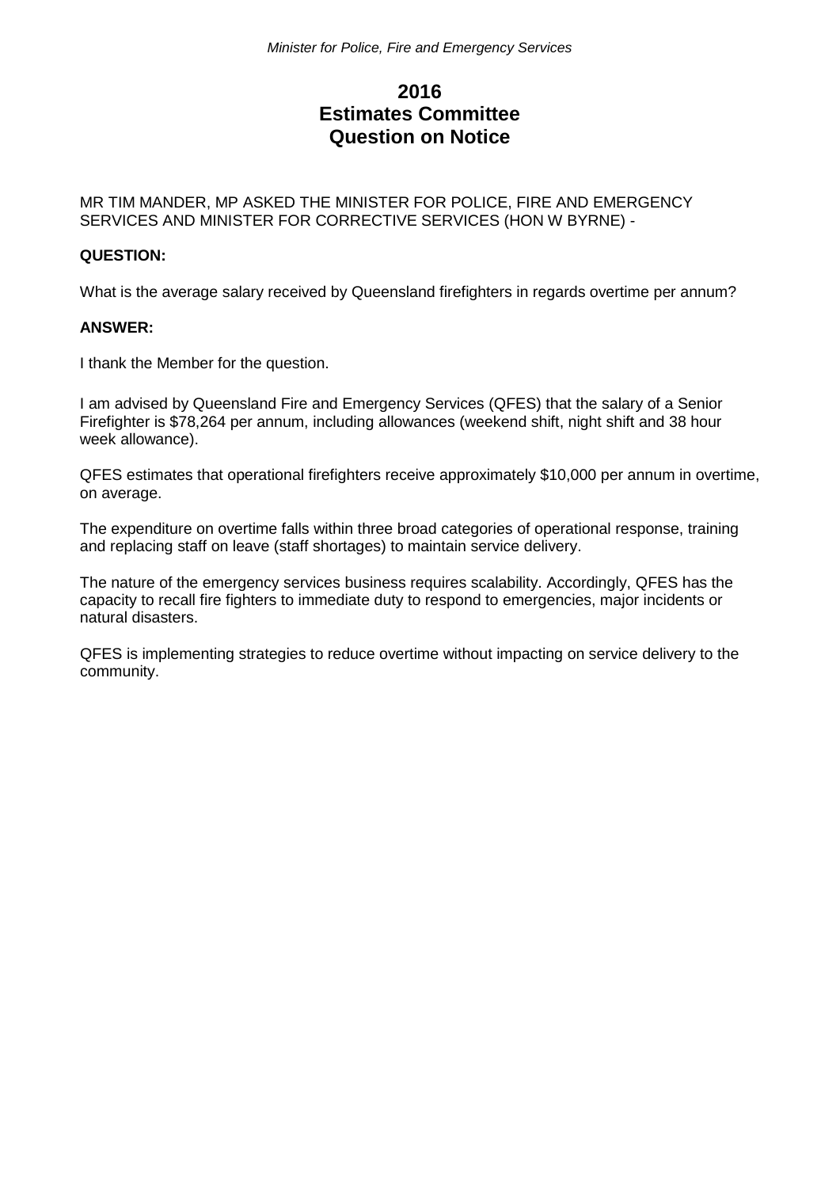# 2016
# Estimates Committee
# Question on Notice

MR TIM MANDER, MP ASKED THE MINISTER FOR POLICE, FIRE AND EMERGENCY SERVICES AND MINISTER FOR CORRECTIVE SERVICES (HON W BYRNE) -

**QUESTION:**

What is the average salary received by Queensland firefighters in regards overtime per annum?

**ANSWER:**

I thank the Member for the question.

I am advised by Queensland Fire and Emergency Services (QFES) that the salary of a Senior Firefighter is $78,264 per annum, including allowances (weekend shift, night shift and 38 hour week allowance).

QFES estimates that operational firefighters receive approximately $10,000 per annum in overtime, on average.

The expenditure on overtime falls within three broad categories of operational response, training and replacing staff on leave (staff shortages) to maintain service delivery.

The nature of the emergency services business requires scalability. Accordingly, QFES has the capacity to recall fire fighters to immediate duty to respond to emergencies, major incidents or natural disasters.

QFES is implementing strategies to reduce overtime without impacting on service delivery to the community.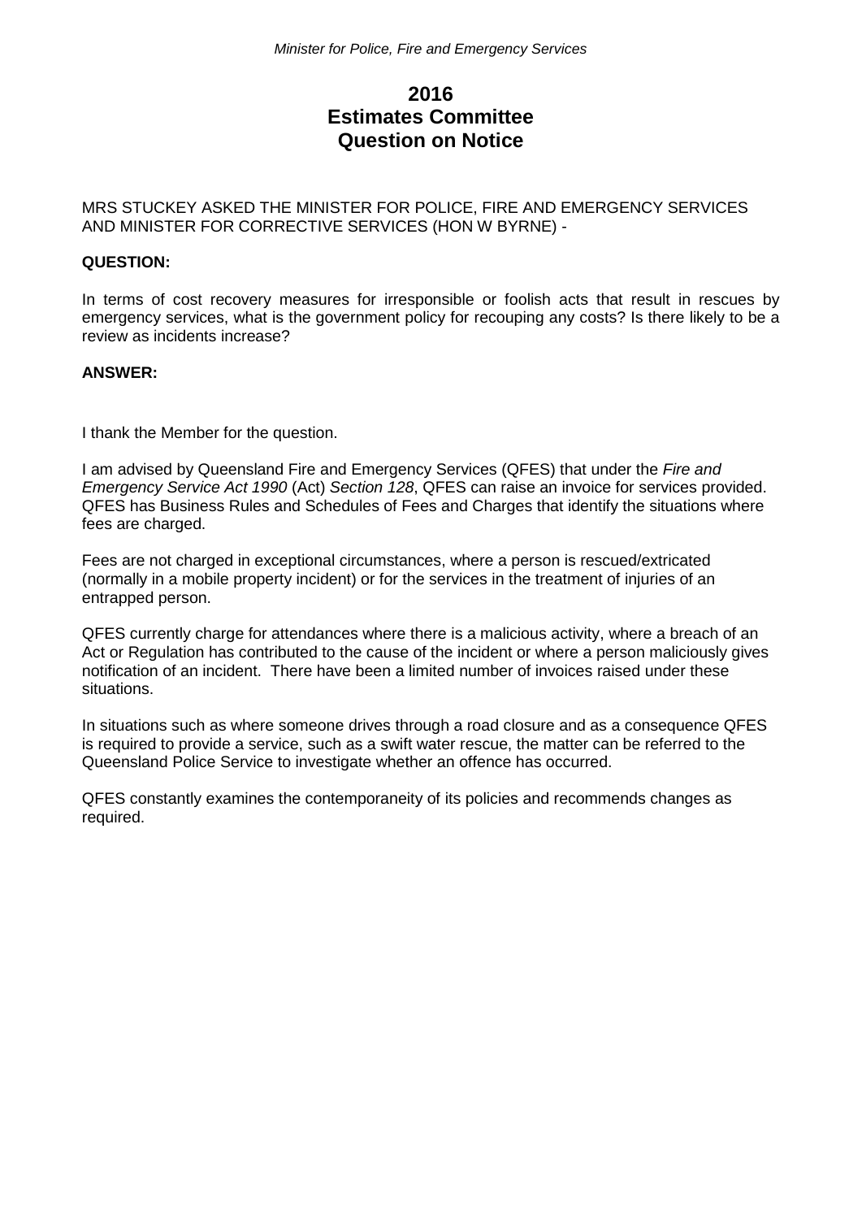# 2016
# Estimates Committee
# Question on Notice

MRS STUCKEY ASKED THE MINISTER FOR POLICE, FIRE AND EMERGENCY SERVICES AND MINISTER FOR CORRECTIVE SERVICES (HON W BYRNE) -

**QUESTION:**

In terms of cost recovery measures for irresponsible or foolish acts that result in rescues by emergency services, what is the government policy for recouping any costs? Is there likely to be a review as incidents increase?

**ANSWER:**

I thank the Member for the question.

I am advised by Queensland Fire and Emergency Services (QFES) that under the *Fire and Emergency Service Act 1990* (Act) *Section 128*, QFES can raise an invoice for services provided. QFES has Business Rules and Schedules of Fees and Charges that identify the situations where fees are charged.

Fees are not charged in exceptional circumstances, where a person is rescued/extricated (normally in a mobile property incident) or for the services in the treatment of injuries of an entrapped person.

QFES currently charge for attendances where there is a malicious activity, where a breach of an Act or Regulation has contributed to the cause of the incident or where a person maliciously gives notification of an incident. There have been a limited number of invoices raised under these situations.

In situations such as where someone drives through a road closure and as a consequence QFES is required to provide a service, such as a swift water rescue, the matter can be referred to the Queensland Police Service to investigate whether an offence has occurred.

QFES constantly examines the contemporaneity of its policies and recommends changes as required.